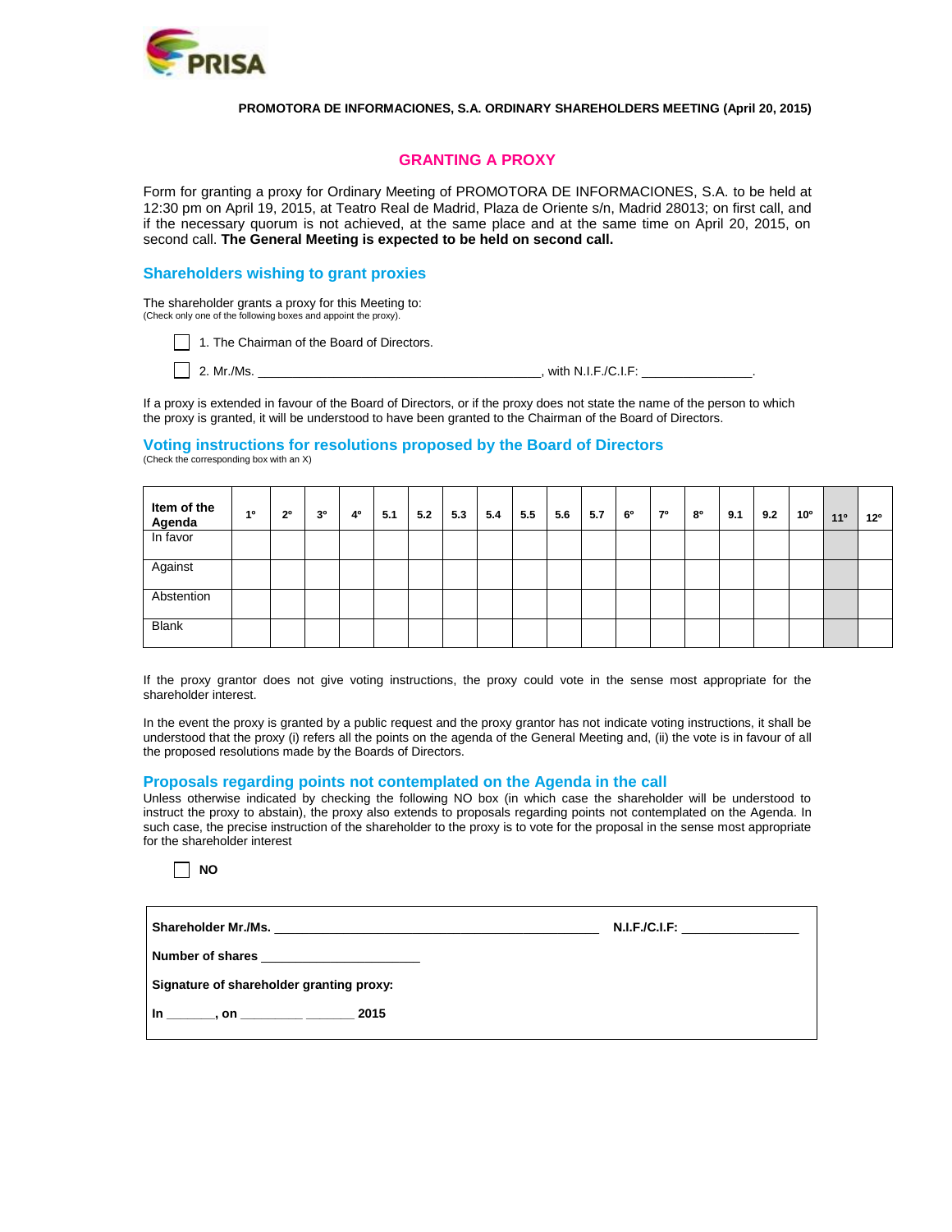PROMOTORA DE INFORMACIONES, S.A. ORDINARY SHAREHOLDERS MEETING (April 20, 2015)

## GRANTING A PROXY

Form for granting a proxy for Ordinary Meeting of PROMOTORA DE INFORMACIONES, S.A. to be held at 12:30 pm on April 19, 2015, at Teatro Real de Madrid, Plaza de Oriente s/n, Madrid 28013; on first call, and if the necessary quorum is not achieved, at the same place and at the same time on April 20, 2015, on second call. **The General Meeting is expected to be held on second call.**

### Shareholders wishing to grant proxies

The shareholder grants a proxy for this Meeting to:
(Check only one of the following boxes and appoint the proxy).

☐ 1. The Chairman of the Board of Directors.

☐ 2. Mr./Ms. ________________________________________, with N.I.F./C.I.F: ________________.

If a proxy is extended in favour of the Board of Directors, or if the proxy does not state the name of the person to which the proxy is granted, it will be understood to have been granted to the Chairman of the Board of Directors.

### Voting instructions for resolutions proposed by the Board of Directors

(Check the corresponding box with an X)

| Item of the Agenda | 1º | 2º | 3º | 4º | 5.1 | 5.2 | 5.3 | 5.4 | 5.5 | 5.6 | 5.7 | 6º | 7º | 8º | 9.1 | 9.2 | 10º | 11º | 12º |
|---|---|---|---|---|---|---|---|---|---|---|---|---|---|---|---|---|---|---|---|
| In favor | | | | | | | | | | | | | | | | | | | |
| Against | | | | | | | | | | | | | | | | | | | |
| Abstention | | | | | | | | | | | | | | | | | | | |
| Blank | | | | | | | | | | | | | | | | | | | |

If the proxy grantor does not give voting instructions, the proxy could vote in the sense most appropriate for the shareholder interest.

In the event the proxy is granted by a public request and the proxy grantor has not indicate voting instructions, it shall be understood that the proxy (i) refers all the points on the agenda of the General Meeting and, (ii) the vote is in favour of all the proposed resolutions made by the Boards of Directors.

### Proposals regarding points not contemplated on the Agenda in the call

Unless otherwise indicated by checking the following NO box (in which case the shareholder will be understood to instruct the proxy to abstain), the proxy also extends to proposals regarding points not contemplated on the Agenda. In such case, the precise instruction of the shareholder to the proxy is to vote for the proposal in the sense most appropriate for the shareholder interest

☐ **NO**

**Shareholder Mr./Ms.** ____________________________________________ **N.I.F./C.I.F:** ________________

**Number of shares** ______________________

**Signature of shareholder granting proxy:**

**In** _______, **on** _________ _______ **2015**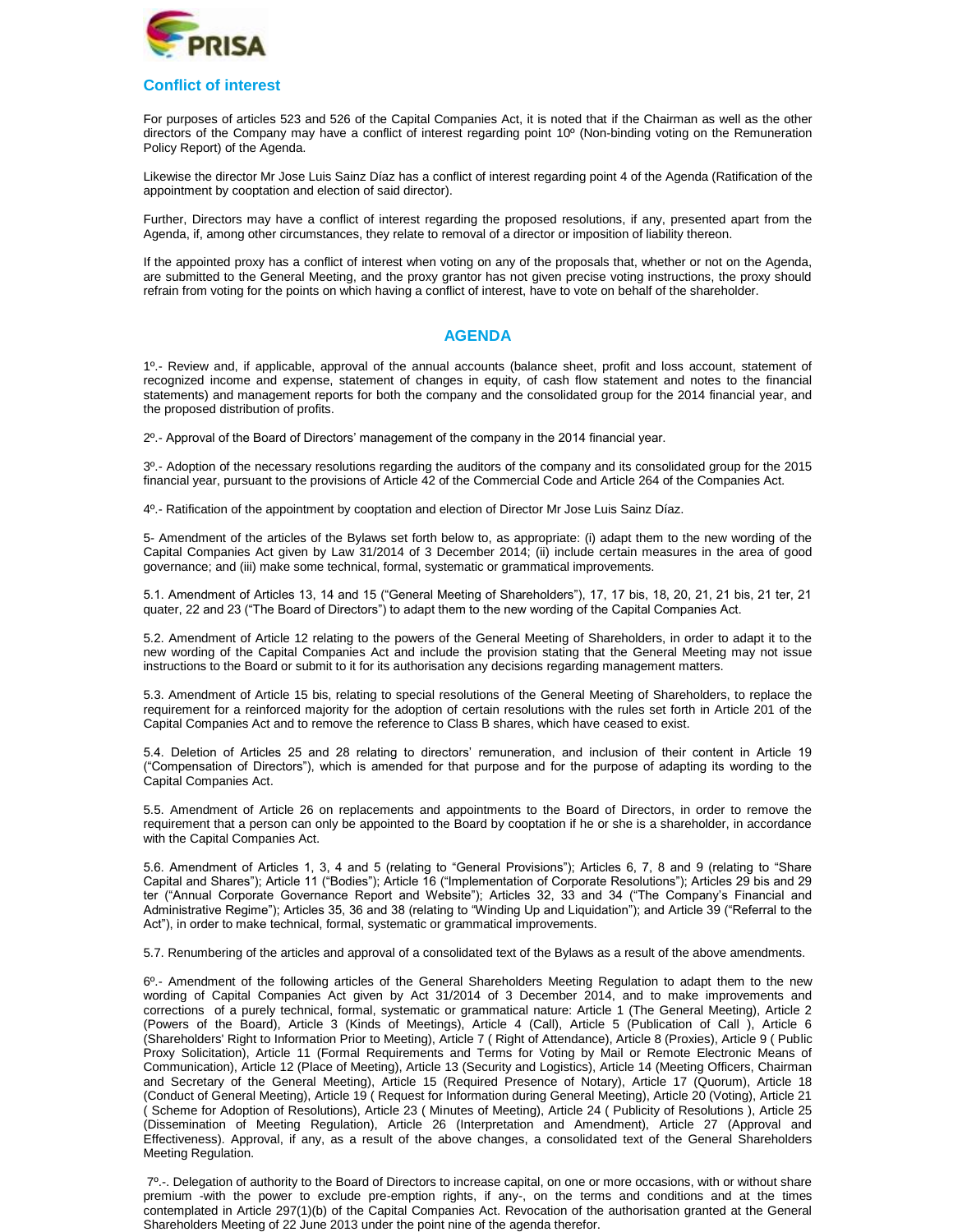## Conflict of interest

For purposes of articles 523 and 526 of the Capital Companies Act, it is noted that if the Chairman as well as the other directors of the Company may have a conflict of interest regarding point 10º (Non-binding voting on the Remuneration Policy Report) of the Agenda.

Likewise the director Mr Jose Luis Sainz Díaz has a conflict of interest regarding point 4 of the Agenda (Ratification of the appointment by cooptation and election of said director).

Further, Directors may have a conflict of interest regarding the proposed resolutions, if any, presented apart from the Agenda, if, among other circumstances, they relate to removal of a director or imposition of liability thereon.

If the appointed proxy has a conflict of interest when voting on any of the proposals that, whether or not on the Agenda, are submitted to the General Meeting, and the proxy grantor has not given precise voting instructions, the proxy should refrain from voting for the points on which having a conflict of interest, have to vote on behalf of the shareholder.

## AGENDA

1º.- Review and, if applicable, approval of the annual accounts (balance sheet, profit and loss account, statement of recognized income and expense, statement of changes in equity, of cash flow statement and notes to the financial statements) and management reports for both the company and the consolidated group for the 2014 financial year, and the proposed distribution of profits.

2º.- Approval of the Board of Directors' management of the company in the 2014 financial year.

3º.- Adoption of the necessary resolutions regarding the auditors of the company and its consolidated group for the 2015 financial year, pursuant to the provisions of Article 42 of the Commercial Code and Article 264 of the Companies Act.

4º.- Ratification of the appointment by cooptation and election of Director Mr Jose Luis Sainz Díaz.

5- Amendment of the articles of the Bylaws set forth below to, as appropriate: (i) adapt them to the new wording of the Capital Companies Act given by Law 31/2014 of 3 December 2014; (ii) include certain measures in the area of good governance; and (iii) make some technical, formal, systematic or grammatical improvements.

5.1. Amendment of Articles 13, 14 and 15 ("General Meeting of Shareholders"), 17, 17 bis, 18, 20, 21, 21 bis, 21 ter, 21 quater, 22 and 23 ("The Board of Directors") to adapt them to the new wording of the Capital Companies Act.

5.2. Amendment of Article 12 relating to the powers of the General Meeting of Shareholders, in order to adapt it to the new wording of the Capital Companies Act and include the provision stating that the General Meeting may not issue instructions to the Board or submit to it for its authorisation any decisions regarding management matters.

5.3. Amendment of Article 15 bis, relating to special resolutions of the General Meeting of Shareholders, to replace the requirement for a reinforced majority for the adoption of certain resolutions with the rules set forth in Article 201 of the Capital Companies Act and to remove the reference to Class B shares, which have ceased to exist.

5.4. Deletion of Articles 25 and 28 relating to directors' remuneration, and inclusion of their content in Article 19 ("Compensation of Directors"), which is amended for that purpose and for the purpose of adapting its wording to the Capital Companies Act.

5.5. Amendment of Article 26 on replacements and appointments to the Board of Directors, in order to remove the requirement that a person can only be appointed to the Board by cooptation if he or she is a shareholder, in accordance with the Capital Companies Act.

5.6. Amendment of Articles 1, 3, 4 and 5 (relating to "General Provisions"); Articles 6, 7, 8 and 9 (relating to "Share Capital and Shares"); Article 11 ("Bodies"); Article 16 ("Implementation of Corporate Resolutions"); Articles 29 bis and 29 ter ("Annual Corporate Governance Report and Website"); Articles 32, 33 and 34 ("The Company's Financial and Administrative Regime"); Articles 35, 36 and 38 (relating to "Winding Up and Liquidation"); and Article 39 ("Referral to the Act"), in order to make technical, formal, systematic or grammatical improvements.

5.7. Renumbering of the articles and approval of a consolidated text of the Bylaws as a result of the above amendments.

6º.- Amendment of the following articles of the General Shareholders Meeting Regulation to adapt them to the new wording of Capital Companies Act given by Act 31/2014 of 3 December 2014, and to make improvements and corrections of a purely technical, formal, systematic or grammatical nature: Article 1 (The General Meeting), Article 2 (Powers of the Board), Article 3 (Kinds of Meetings), Article 4 (Call), Article 5 (Publication of Call ), Article 6 (Shareholders' Right to Information Prior to Meeting), Article 7 ( Right of Attendance), Article 8 (Proxies), Article 9 ( Public Proxy Solicitation), Article 11 (Formal Requirements and Terms for Voting by Mail or Remote Electronic Means of Communication), Article 12 (Place of Meeting), Article 13 (Security and Logistics), Article 14 (Meeting Officers, Chairman and Secretary of the General Meeting), Article 15 (Required Presence of Notary), Article 17 (Quorum), Article 18 (Conduct of General Meeting), Article 19 ( Request for Information during General Meeting), Article 20 (Voting), Article 21 ( Scheme for Adoption of Resolutions), Article 23 ( Minutes of Meeting), Article 24 ( Publicity of Resolutions ), Article 25 (Dissemination of Meeting Regulation), Article 26 (Interpretation and Amendment), Article 27 (Approval and Effectiveness). Approval, if any, as a result of the above changes, a consolidated text of the General Shareholders Meeting Regulation.

7º.-. Delegation of authority to the Board of Directors to increase capital, on one or more occasions, with or without share premium -with the power to exclude pre-emption rights, if any-, on the terms and conditions and at the times contemplated in Article 297(1)(b) of the Capital Companies Act. Revocation of the authorisation granted at the General Shareholders Meeting of 22 June 2013 under the point nine of the agenda therefor.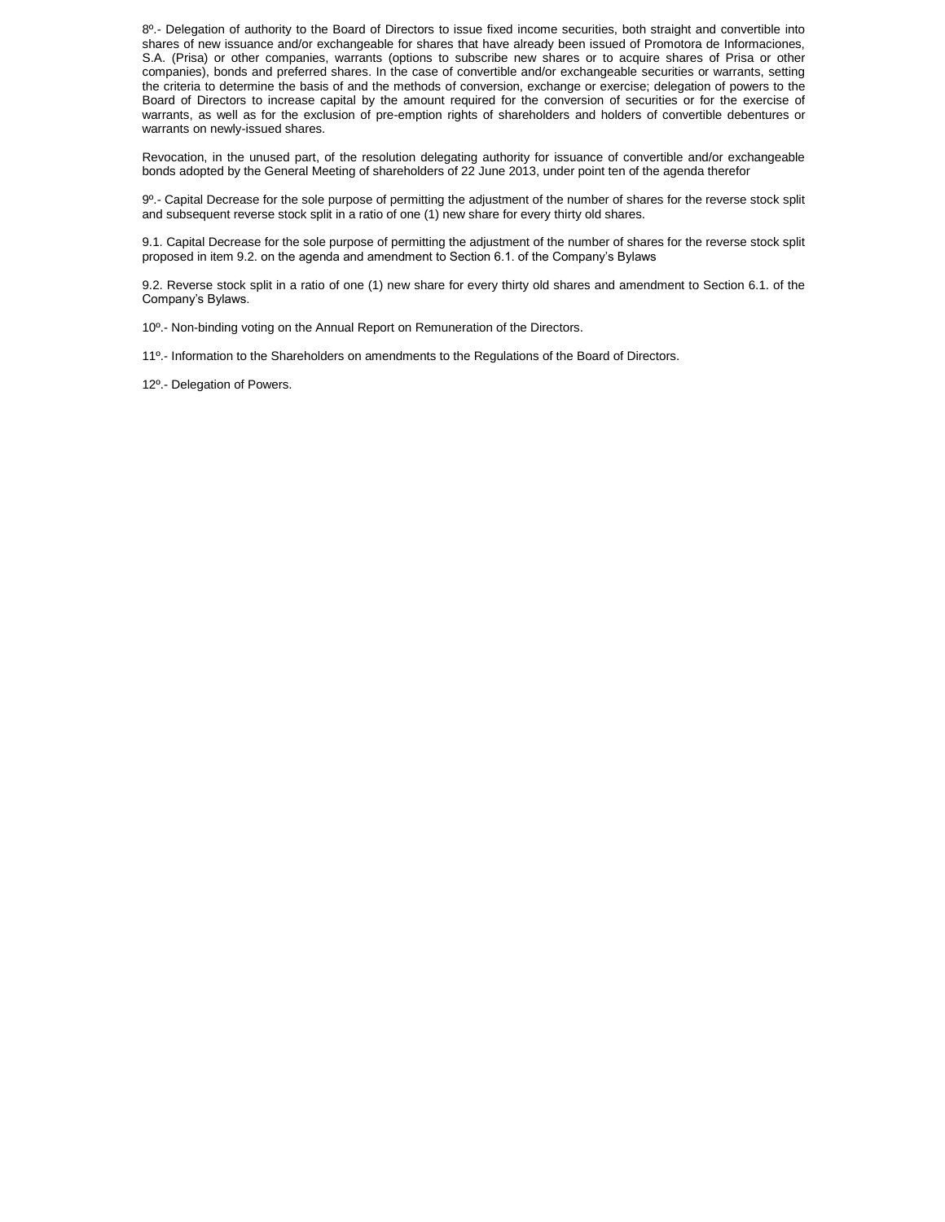8º.- Delegation of authority to the Board of Directors to issue fixed income securities, both straight and convertible into shares of new issuance and/or exchangeable for shares that have already been issued of Promotora de Informaciones, S.A. (Prisa) or other companies, warrants (options to subscribe new shares or to acquire shares of Prisa or other companies), bonds and preferred shares. In the case of convertible and/or exchangeable securities or warrants, setting the criteria to determine the basis of and the methods of conversion, exchange or exercise; delegation of powers to the Board of Directors to increase capital by the amount required for the conversion of securities or for the exercise of warrants, as well as for the exclusion of pre-emption rights of shareholders and holders of convertible debentures or warrants on newly-issued shares.

Revocation, in the unused part, of the resolution delegating authority for issuance of convertible and/or exchangeable bonds adopted by the General Meeting of shareholders of 22 June 2013, under point ten of the agenda therefor

9º.- Capital Decrease for the sole purpose of permitting the adjustment of the number of shares for the reverse stock split and subsequent reverse stock split in a ratio of one (1) new share for every thirty old shares.

9.1. Capital Decrease for the sole purpose of permitting the adjustment of the number of shares for the reverse stock split proposed in item 9.2. on the agenda and amendment to Section 6.1. of the Company's Bylaws

9.2. Reverse stock split in a ratio of one (1) new share for every thirty old shares and amendment to Section 6.1. of the Company's Bylaws.

10º.- Non-binding voting on the Annual Report on Remuneration of the Directors.

11º.- Information to the Shareholders on amendments to the Regulations of the Board of Directors.

12º.- Delegation of Powers.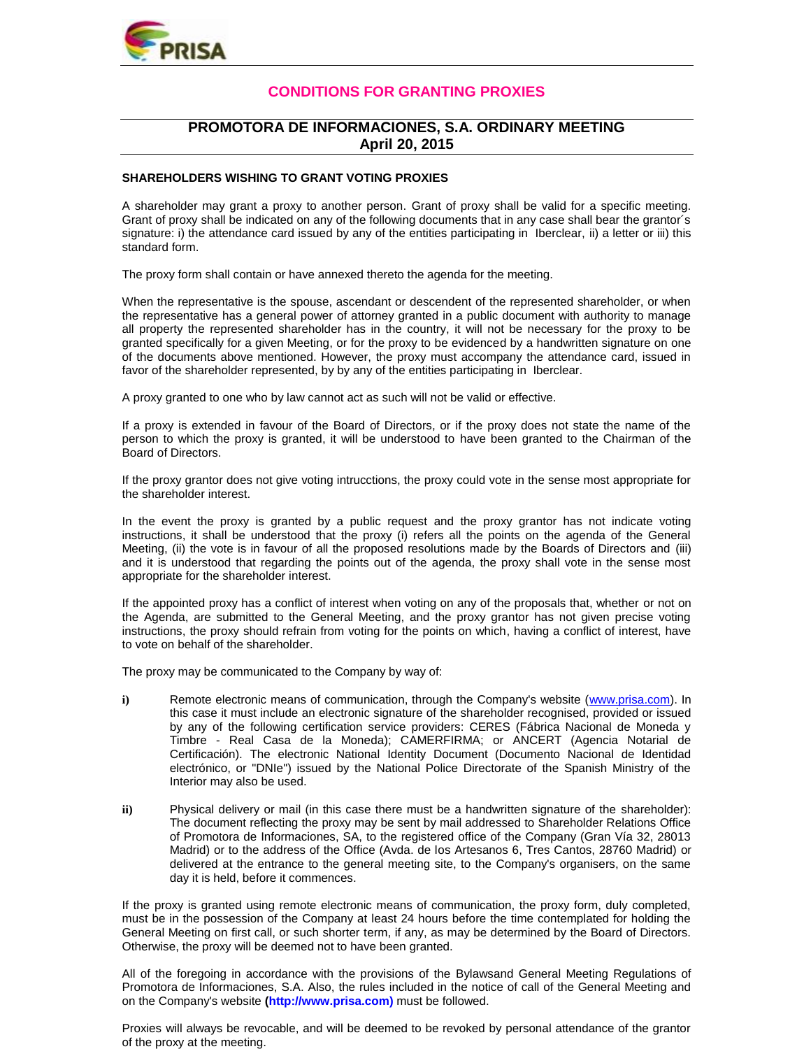PRISA

## CONDITIONS FOR GRANTING PROXIES

## PROMOTORA DE INFORMACIONES, S.A. ORDINARY MEETING
## April 20, 2015

**SHAREHOLDERS WISHING TO GRANT VOTING PROXIES**

A shareholder may grant a proxy to another person. Grant of proxy shall be valid for a specific meeting. Grant of proxy shall be indicated on any of the following documents that in any case shall bear the grantor´s signature: i) the attendance card issued by any of the entities participating in Iberclear, ii) a letter or iii) this standard form.

The proxy form shall contain or have annexed thereto the agenda for the meeting.

When the representative is the spouse, ascendant or descendent of the represented shareholder, or when the representative has a general power of attorney granted in a public document with authority to manage all property the represented shareholder has in the country, it will not be necessary for the proxy to be granted specifically for a given Meeting, or for the proxy to be evidenced by a handwritten signature on one of the documents above mentioned. However, the proxy must accompany the attendance card, issued in favor of the shareholder represented, by any of the entities participating in Iberclear.

A proxy granted to one who by law cannot act as such will not be valid or effective.

If a proxy is extended in favour of the Board of Directors, or if the proxy does not state the name of the person to which the proxy is granted, it will be understood to have been granted to the Chairman of the Board of Directors.

If the proxy grantor does not give voting intrucctions, the proxy could vote in the sense most appropriate for the shareholder interest.

In the event the proxy is granted by a public request and the proxy grantor has not indicate voting instructions, it shall be understood that the proxy (i) refers all the points on the agenda of the General Meeting, (ii) the vote is in favour of all the proposed resolutions made by the Boards of Directors and (iii) and it is understood that regarding the points out of the agenda, the proxy shall vote in the sense most appropriate for the shareholder interest.

If the appointed proxy has a conflict of interest when voting on any of the proposals that, whether or not on the Agenda, are submitted to the General Meeting, and the proxy grantor has not given precise voting instructions, the proxy should refrain from voting for the points on which, having a conflict of interest, have to vote on behalf of the shareholder.

The proxy may be communicated to the Company by way of:

**i)** Remote electronic means of communication, through the Company's website (www.prisa.com). In this case it must include an electronic signature of the shareholder recognised, provided or issued by any of the following certification service providers: CERES (Fábrica Nacional de Moneda y Timbre - Real Casa de la Moneda); CAMERFIRMA; or ANCERT (Agencia Notarial de Certificación). The electronic National Identity Document (Documento Nacional de Identidad electrónico, or "DNIe") issued by the National Police Directorate of the Spanish Ministry of the Interior may also be used.

**ii)** Physical delivery or mail (in this case there must be a handwritten signature of the shareholder): The document reflecting the proxy may be sent by mail addressed to Shareholder Relations Office of Promotora de Informaciones, SA, to the registered office of the Company (Gran Vía 32, 28013 Madrid) or to the address of the Office (Avda. de los Artesanos 6, Tres Cantos, 28760 Madrid) or delivered at the entrance to the general meeting site, to the Company's organisers, on the same day it is held, before it commences.

If the proxy is granted using remote electronic means of communication, the proxy form, duly completed, must be in the possession of the Company at least 24 hours before the time contemplated for holding the General Meeting on first call, or such shorter term, if any, as may be determined by the Board of Directors. Otherwise, the proxy will be deemed not to have been granted.

All of the foregoing in accordance with the provisions of the Bylawsand General Meeting Regulations of Promotora de Informaciones, S.A. Also, the rules included in the notice of call of the General Meeting and on the Company's website **(http://www.prisa.com)** must be followed.

Proxies will always be revocable, and will be deemed to be revoked by personal attendance of the grantor of the proxy at the meeting.